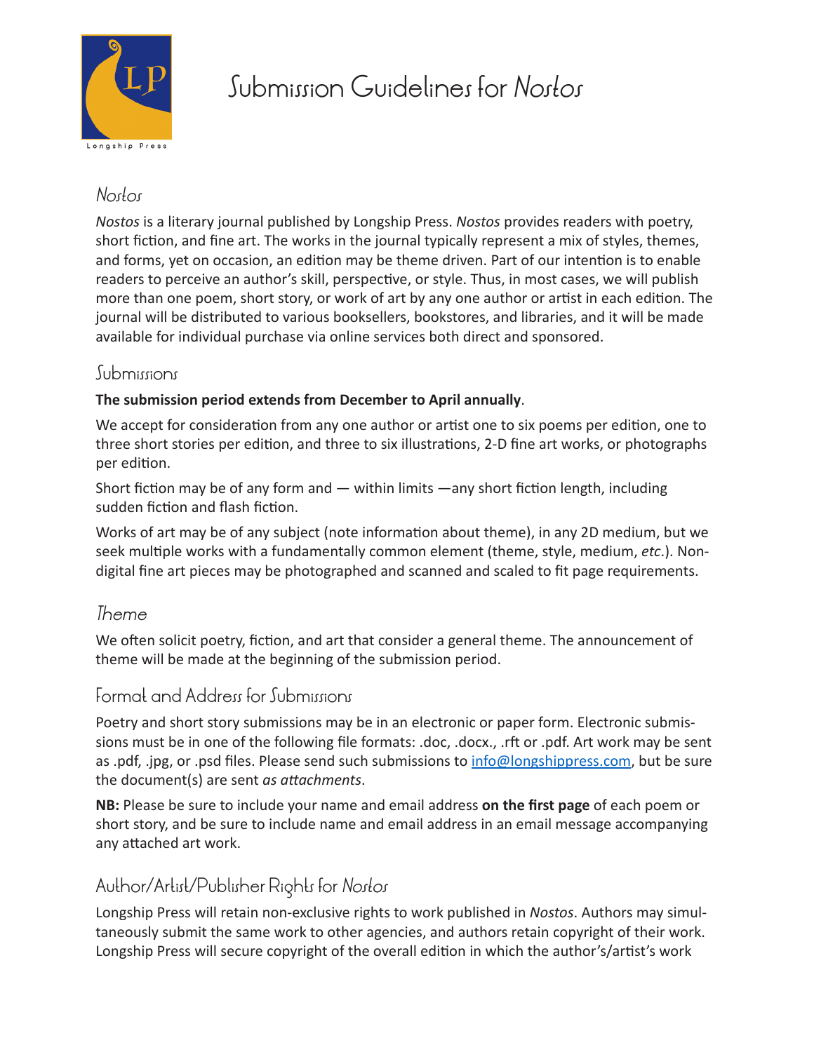Longship Press

# Submission Guidelines for *Nostos*

## *Nostos*

*Nostos* is a literary journal published by Longship Press. *Nostos* provides readers with poetry, short fiction, and fine art. The works in the journal typically represent a mix of styles, themes, and forms, yet on occasion, an edition may be theme driven. Part of our intention is to enable readers to perceive an author's skill, perspective, or style. Thus, in most cases, we will publish more than one poem, short story, or work of art by any one author or artist in each edition. The journal will be distributed to various booksellers, bookstores, and libraries, and it will be made available for individual purchase via online services both direct and sponsored.

## Submissions

**The submission period extends from December to April annually**.

We accept for consideration from any one author or artist one to six poems per edition, one to three short stories per edition, and three to six illustrations, 2-D fine art works, or photographs per edition.

Short fiction may be of any form and — within limits —any short fiction length, including sudden fiction and flash fiction.

Works of art may be of any subject (note information about theme), in any 2D medium, but we seek multiple works with a fundamentally common element (theme, style, medium, *etc*.). Non-digital fine art pieces may be photographed and scanned and scaled to fit page requirements.

## *Theme*

We often solicit poetry, fiction, and art that consider a general theme. The announcement of theme will be made at the beginning of the submission period.

## Format and Address for Submissions

Poetry and short story submissions may be in an electronic or paper form. Electronic submissions must be in one of the following file formats: .doc, .docx., .rft or .pdf. Art work may be sent as .pdf, .jpg, or .psd files. Please send such submissions to info@longshippress.com, but be sure the document(s) are sent *as attachments*.

**NB:** Please be sure to include your name and email address **on the first page** of each poem or short story, and be sure to include name and email address in an email message accompanying any attached art work.

## Author/Artist/Publisher Rights for *Nostos*

Longship Press will retain non-exclusive rights to work published in *Nostos*. Authors may simultaneously submit the same work to other agencies, and authors retain copyright of their work. Longship Press will secure copyright of the overall edition in which the author's/artist's work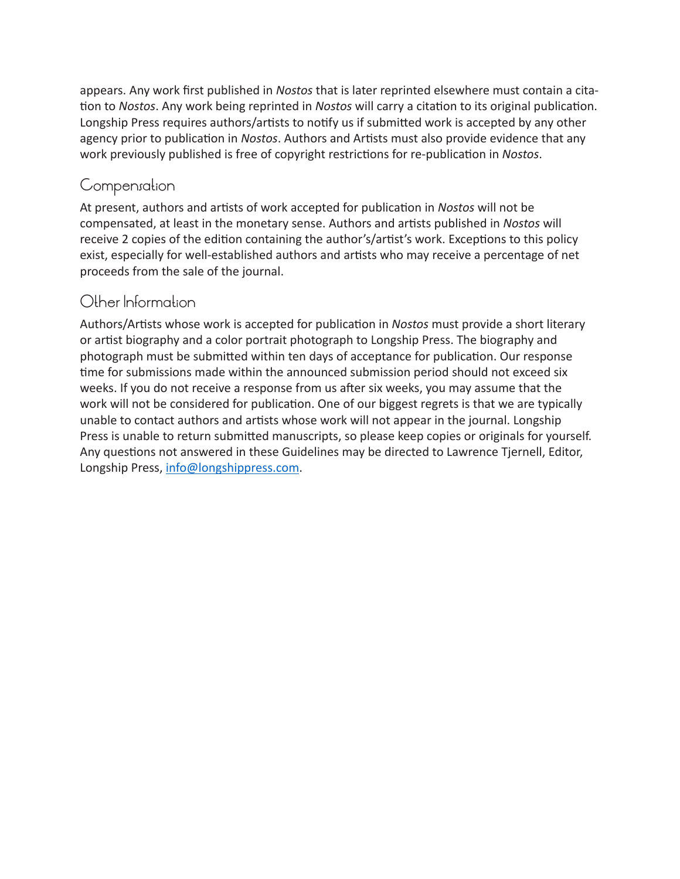appears. Any work first published in *Nostos* that is later reprinted elsewhere must contain a citation to *Nostos*. Any work being reprinted in *Nostos* will carry a citation to its original publication. Longship Press requires authors/artists to notify us if submitted work is accepted by any other agency prior to publication in *Nostos*. Authors and Artists must also provide evidence that any work previously published is free of copyright restrictions for re-publication in *Nostos*.

## Compensation

At present, authors and artists of work accepted for publication in *Nostos* will not be compensated, at least in the monetary sense. Authors and artists published in *Nostos* will receive 2 copies of the edition containing the author's/artist's work. Exceptions to this policy exist, especially for well-established authors and artists who may receive a percentage of net proceeds from the sale of the journal.

## Other Information

Authors/Artists whose work is accepted for publication in *Nostos* must provide a short literary or artist biography and a color portrait photograph to Longship Press. The biography and photograph must be submitted within ten days of acceptance for publication. Our response time for submissions made within the announced submission period should not exceed six weeks. If you do not receive a response from us after six weeks, you may assume that the work will not be considered for publication. One of our biggest regrets is that we are typically unable to contact authors and artists whose work will not appear in the journal. Longship Press is unable to return submitted manuscripts, so please keep copies or originals for yourself. Any questions not answered in these Guidelines may be directed to Lawrence Tjernell, Editor, Longship Press, info@longshippress.com.